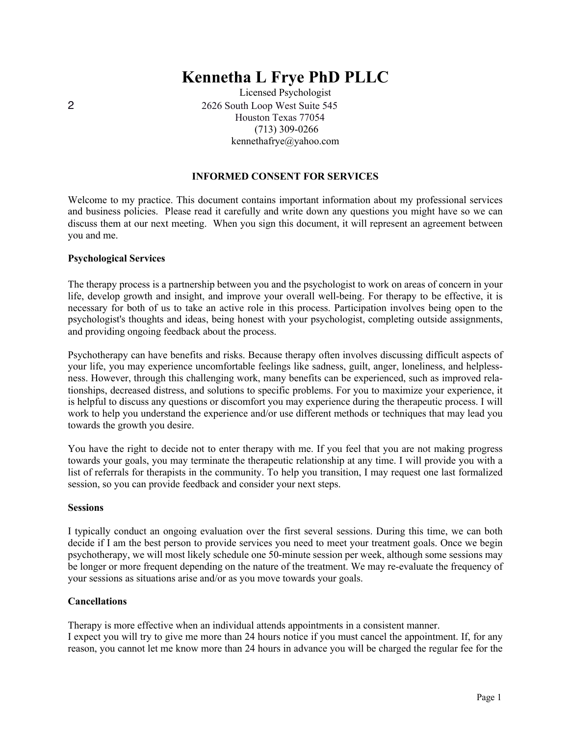# Kennetha L Frye PhD PLLC

Licensed Psychologist
2626 South Loop West Suite 545
Houston Texas 77054
(713) 309-0266
kennethafrye@yahoo.com

2

## INFORMED CONSENT FOR SERVICES

Welcome to my practice. This document contains important information about my professional services and business policies. Please read it carefully and write down any questions you might have so we can discuss them at our next meeting. When you sign this document, it will represent an agreement between you and me.

### Psychological Services

The therapy process is a partnership between you and the psychologist to work on areas of concern in your life, develop growth and insight, and improve your overall well-being. For therapy to be effective, it is necessary for both of us to take an active role in this process. Participation involves being open to the psychologist's thoughts and ideas, being honest with your psychologist, completing outside assignments, and providing ongoing feedback about the process.

Psychotherapy can have benefits and risks. Because therapy often involves discussing difficult aspects of your life, you may experience uncomfortable feelings like sadness, guilt, anger, loneliness, and helplessness. However, through this challenging work, many benefits can be experienced, such as improved relationships, decreased distress, and solutions to specific problems. For you to maximize your experience, it is helpful to discuss any questions or discomfort you may experience during the therapeutic process. I will work to help you understand the experience and/or use different methods or techniques that may lead you towards the growth you desire.

You have the right to decide not to enter therapy with me. If you feel that you are not making progress towards your goals, you may terminate the therapeutic relationship at any time. I will provide you with a list of referrals for therapists in the community. To help you transition, I may request one last formalized session, so you can provide feedback and consider your next steps.

### Sessions

I typically conduct an ongoing evaluation over the first several sessions. During this time, we can both decide if I am the best person to provide services you need to meet your treatment goals. Once we begin psychotherapy, we will most likely schedule one 50-minute session per week, although some sessions may be longer or more frequent depending on the nature of the treatment. We may re-evaluate the frequency of your sessions as situations arise and/or as you move towards your goals.

### Cancellations

Therapy is more effective when an individual attends appointments in a consistent manner.
I expect you will try to give me more than 24 hours notice if you must cancel the appointment. If, for any reason, you cannot let me know more than 24 hours in advance you will be charged the regular fee for the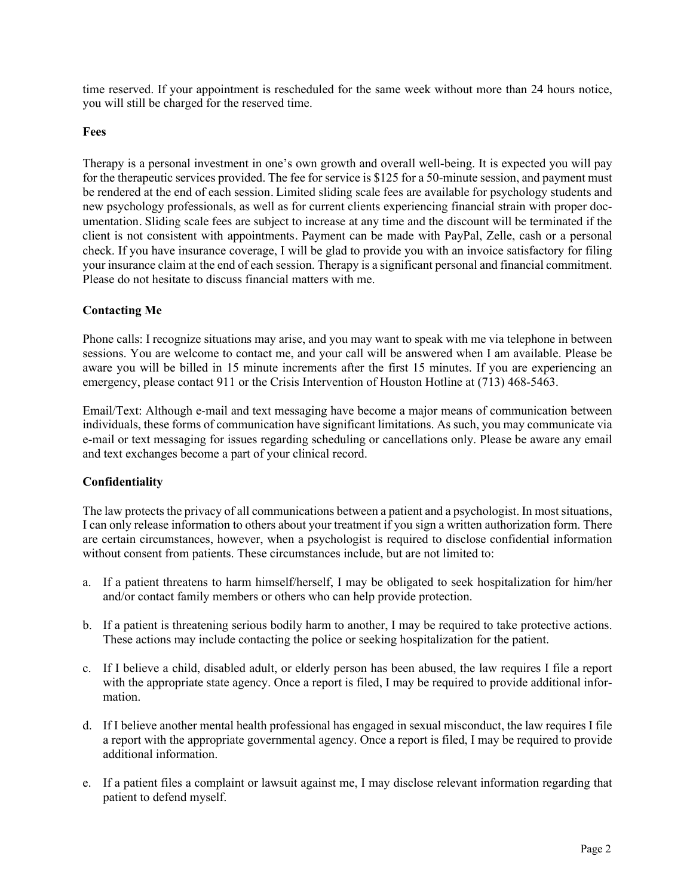time reserved. If your appointment is rescheduled for the same week without more than 24 hours notice, you will still be charged for the reserved time.

**Fees**

Therapy is a personal investment in one's own growth and overall well-being. It is expected you will pay for the therapeutic services provided. The fee for service is $125 for a 50-minute session, and payment must be rendered at the end of each session. Limited sliding scale fees are available for psychology students and new psychology professionals, as well as for current clients experiencing financial strain with proper documentation. Sliding scale fees are subject to increase at any time and the discount will be terminated if the client is not consistent with appointments. Payment can be made with PayPal, Zelle, cash or a personal check. If you have insurance coverage, I will be glad to provide you with an invoice satisfactory for filing your insurance claim at the end of each session. Therapy is a significant personal and financial commitment. Please do not hesitate to discuss financial matters with me.

**Contacting Me**

Phone calls: I recognize situations may arise, and you may want to speak with me via telephone in between sessions. You are welcome to contact me, and your call will be answered when I am available. Please be aware you will be billed in 15 minute increments after the first 15 minutes. If you are experiencing an emergency, please contact 911 or the Crisis Intervention of Houston Hotline at (713) 468-5463.

Email/Text: Although e-mail and text messaging have become a major means of communication between individuals, these forms of communication have significant limitations. As such, you may communicate via e-mail or text messaging for issues regarding scheduling or cancellations only. Please be aware any email and text exchanges become a part of your clinical record.

**Confidentiality**

The law protects the privacy of all communications between a patient and a psychologist. In most situations, I can only release information to others about your treatment if you sign a written authorization form. There are certain circumstances, however, when a psychologist is required to disclose confidential information without consent from patients. These circumstances include, but are not limited to:

a. If a patient threatens to harm himself/herself, I may be obligated to seek hospitalization for him/her and/or contact family members or others who can help provide protection.

b. If a patient is threatening serious bodily harm to another, I may be required to take protective actions. These actions may include contacting the police or seeking hospitalization for the patient.

c. If I believe a child, disabled adult, or elderly person has been abused, the law requires I file a report with the appropriate state agency. Once a report is filed, I may be required to provide additional information.

d. If I believe another mental health professional has engaged in sexual misconduct, the law requires I file a report with the appropriate governmental agency. Once a report is filed, I may be required to provide additional information.

e. If a patient files a complaint or lawsuit against me, I may disclose relevant information regarding that patient to defend myself.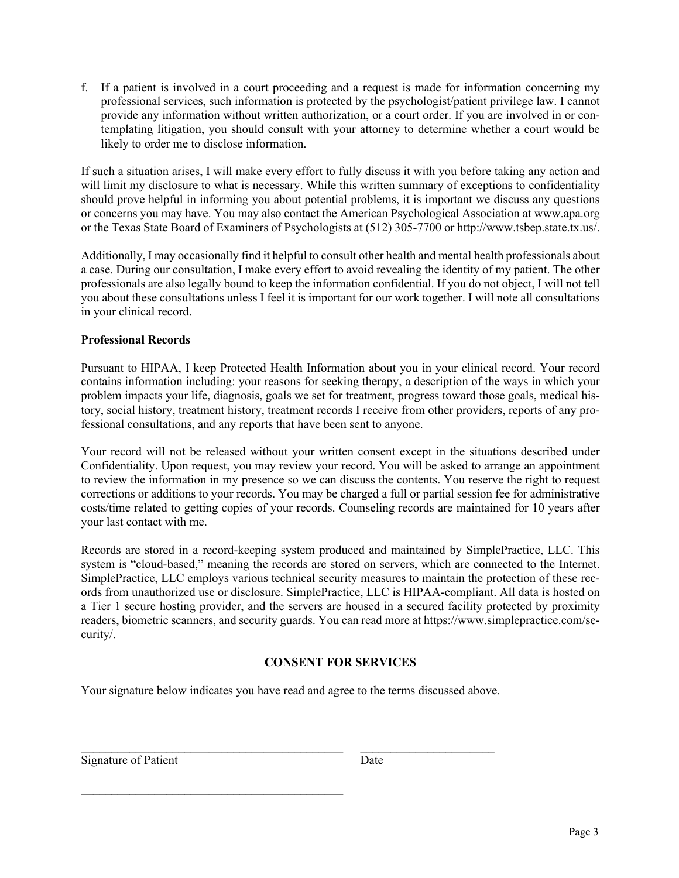f. If a patient is involved in a court proceeding and a request is made for information concerning my professional services, such information is protected by the psychologist/patient privilege law. I cannot provide any information without written authorization, or a court order. If you are involved in or contemplating litigation, you should consult with your attorney to determine whether a court would be likely to order me to disclose information.

If such a situation arises, I will make every effort to fully discuss it with you before taking any action and will limit my disclosure to what is necessary. While this written summary of exceptions to confidentiality should prove helpful in informing you about potential problems, it is important we discuss any questions or concerns you may have. You may also contact the American Psychological Association at www.apa.org or the Texas State Board of Examiners of Psychologists at (512) 305-7700 or http://www.tsbep.state.tx.us/.

Additionally, I may occasionally find it helpful to consult other health and mental health professionals about a case. During our consultation, I make every effort to avoid revealing the identity of my patient. The other professionals are also legally bound to keep the information confidential. If you do not object, I will not tell you about these consultations unless I feel it is important for our work together. I will note all consultations in your clinical record.

**Professional Records**

Pursuant to HIPAA, I keep Protected Health Information about you in your clinical record. Your record contains information including: your reasons for seeking therapy, a description of the ways in which your problem impacts your life, diagnosis, goals we set for treatment, progress toward those goals, medical history, social history, treatment history, treatment records I receive from other providers, reports of any professional consultations, and any reports that have been sent to anyone.

Your record will not be released without your written consent except in the situations described under Confidentiality. Upon request, you may review your record. You will be asked to arrange an appointment to review the information in my presence so we can discuss the contents. You reserve the right to request corrections or additions to your records. You may be charged a full or partial session fee for administrative costs/time related to getting copies of your records. Counseling records are maintained for 10 years after your last contact with me.

Records are stored in a record-keeping system produced and maintained by SimplePractice, LLC. This system is "cloud-based," meaning the records are stored on servers, which are connected to the Internet. SimplePractice, LLC employs various technical security measures to maintain the protection of these records from unauthorized use or disclosure. SimplePractice, LLC is HIPAA-compliant. All data is hosted on a Tier 1 secure hosting provider, and the servers are housed in a secured facility protected by proximity readers, biometric scanners, and security guards. You can read more at https://www.simplepractice.com/security/.

## CONSENT FOR SERVICES

Your signature below indicates you have read and agree to the terms discussed above.

\_\_\_\_\_\_\_\_\_\_\_\_\_\_\_\_\_\_\_\_\_\_\_\_\_\_\_\_\_\_\_\_\_\_\_\_\_\_\_\_\_\_\_ \_\_\_\_\_\_\_\_\_\_\_\_\_\_\_\_\_\_\_\_\_\_
Signature of Patient Date

\_\_\_\_\_\_\_\_\_\_\_\_\_\_\_\_\_\_\_\_\_\_\_\_\_\_\_\_\_\_\_\_\_\_\_\_\_\_\_\_\_\_\_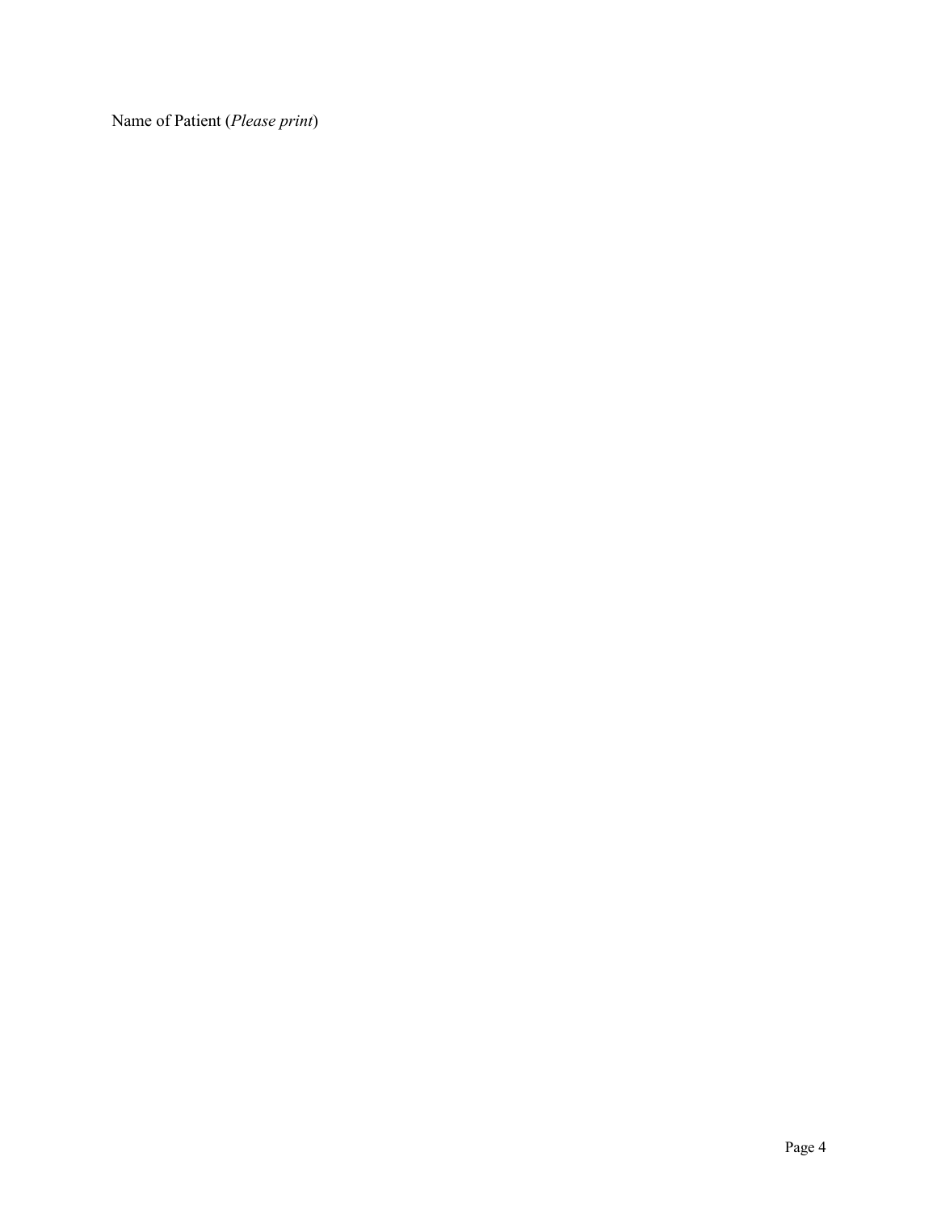Name of Patient (*Please print*)